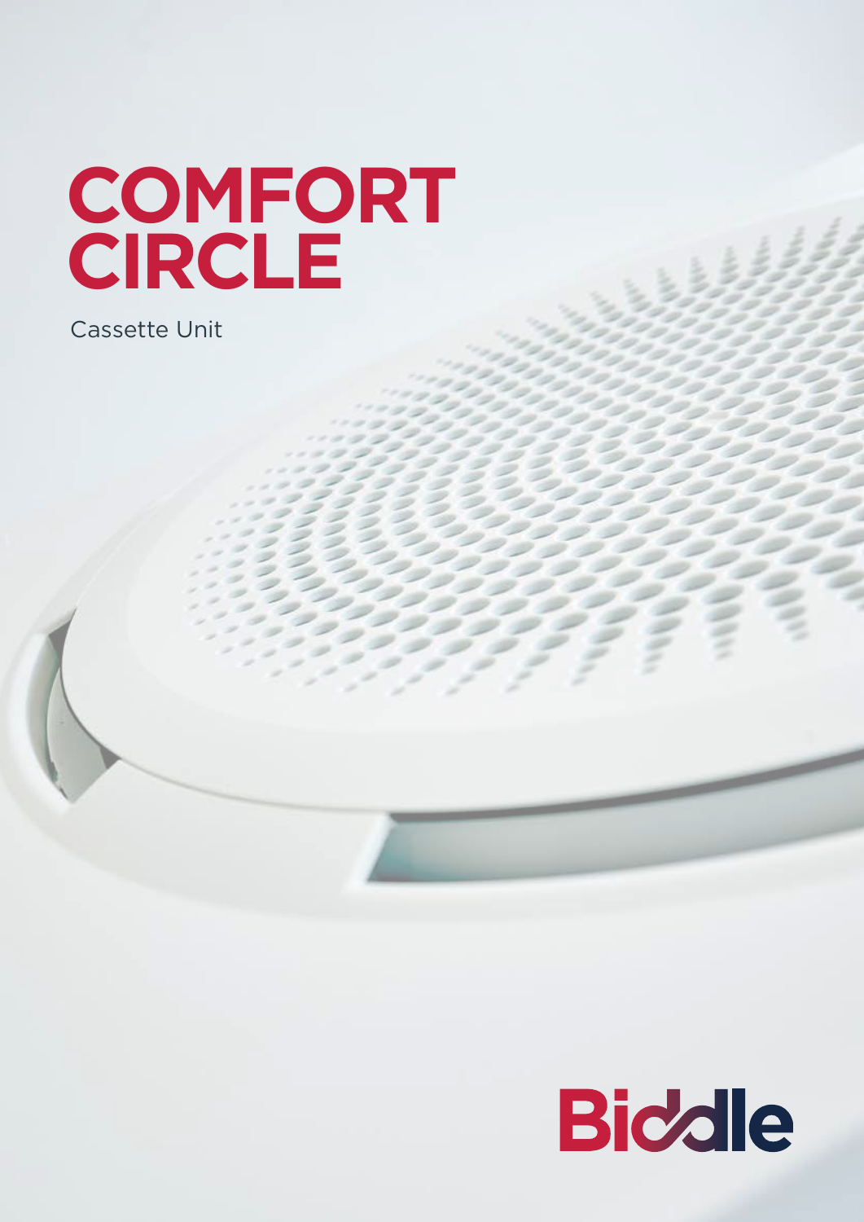# COMFORT CIRCLE

Cassette Unit

Biddle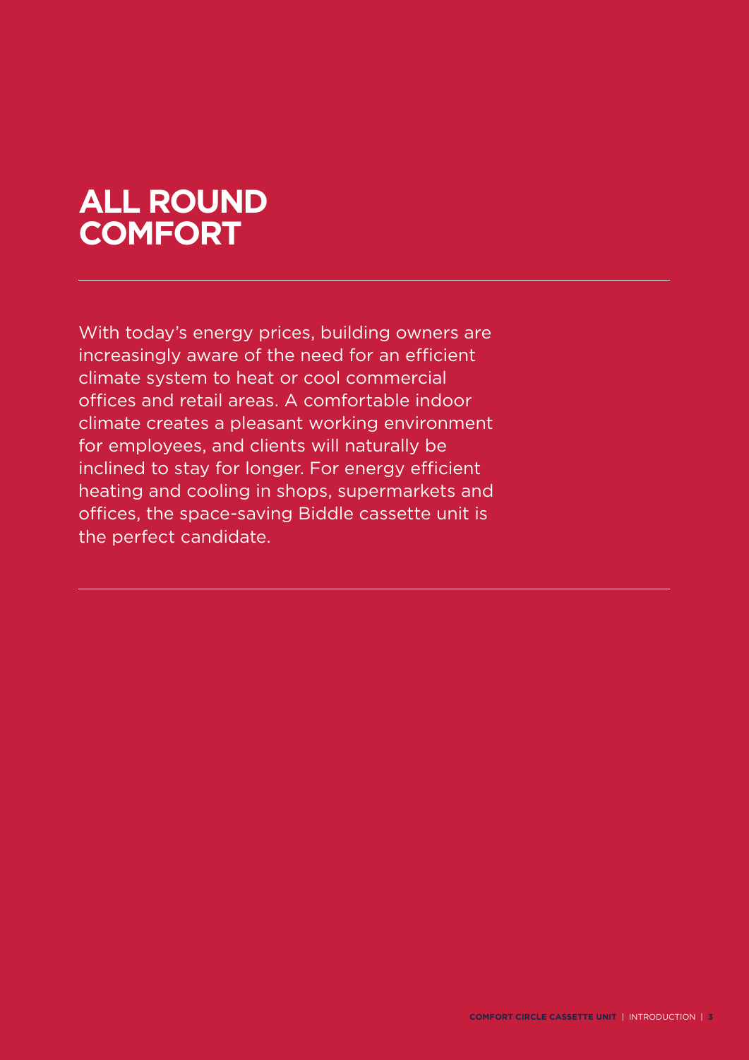# ALL ROUND COMFORT

With today's energy prices, building owners are increasingly aware of the need for an efficient climate system to heat or cool commercial offices and retail areas. A comfortable indoor climate creates a pleasant working environment for employees, and clients will naturally be inclined to stay for longer. For energy efficient heating and cooling in shops, supermarkets and offices, the space-saving Biddle cassette unit is the perfect candidate.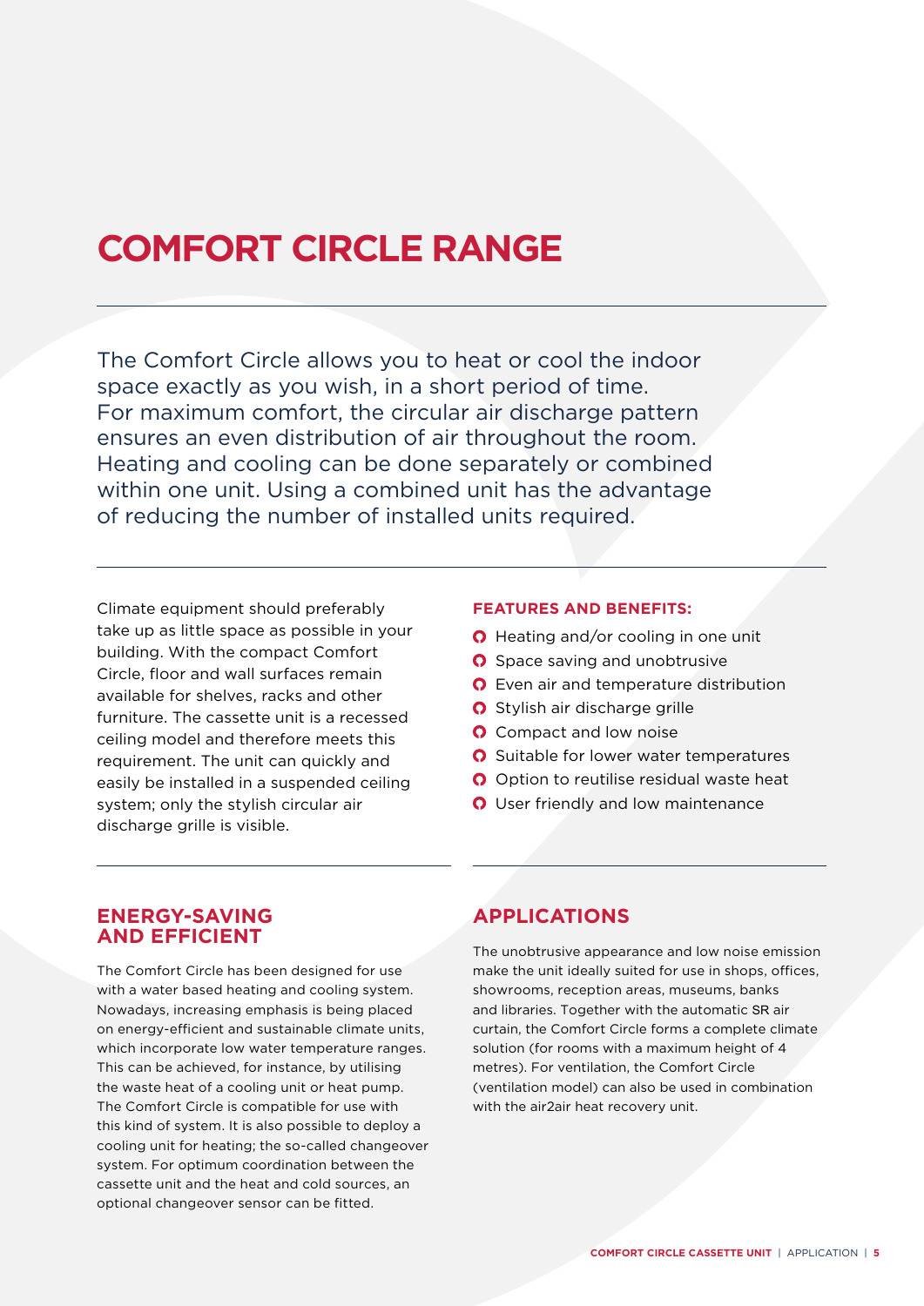# COMFORT CIRCLE RANGE

The Comfort Circle allows you to heat or cool the indoor space exactly as you wish, in a short period of time. For maximum comfort, the circular air discharge pattern ensures an even distribution of air throughout the room. Heating and cooling can be done separately or combined within one unit. Using a combined unit has the advantage of reducing the number of installed units required.

Climate equipment should preferably take up as little space as possible in your building. With the compact Comfort Circle, floor and wall surfaces remain available for shelves, racks and other furniture. The cassette unit is a recessed ceiling model and therefore meets this requirement. The unit can quickly and easily be installed in a suspended ceiling system; only the stylish circular air discharge grille is visible.

**FEATURES AND BENEFITS:**

- Heating and/or cooling in one unit
- Space saving and unobtrusive
- Even air and temperature distribution
- Stylish air discharge grille
- Compact and low noise
- Suitable for lower water temperatures
- Option to reutilise residual waste heat
- User friendly and low maintenance

## ENERGY-SAVING AND EFFICIENT

The Comfort Circle has been designed for use with a water based heating and cooling system. Nowadays, increasing emphasis is being placed on energy-efficient and sustainable climate units, which incorporate low water temperature ranges. This can be achieved, for instance, by utilising the waste heat of a cooling unit or heat pump. The Comfort Circle is compatible for use with this kind of system. It is also possible to deploy a cooling unit for heating; the so-called changeover system. For optimum coordination between the cassette unit and the heat and cold sources, an optional changeover sensor can be fitted.

## APPLICATIONS

The unobtrusive appearance and low noise emission make the unit ideally suited for use in shops, offices, showrooms, reception areas, museums, banks and libraries. Together with the automatic SR air curtain, the Comfort Circle forms a complete climate solution (for rooms with a maximum height of 4 metres). For ventilation, the Comfort Circle (ventilation model) can also be used in combination with the air2air heat recovery unit.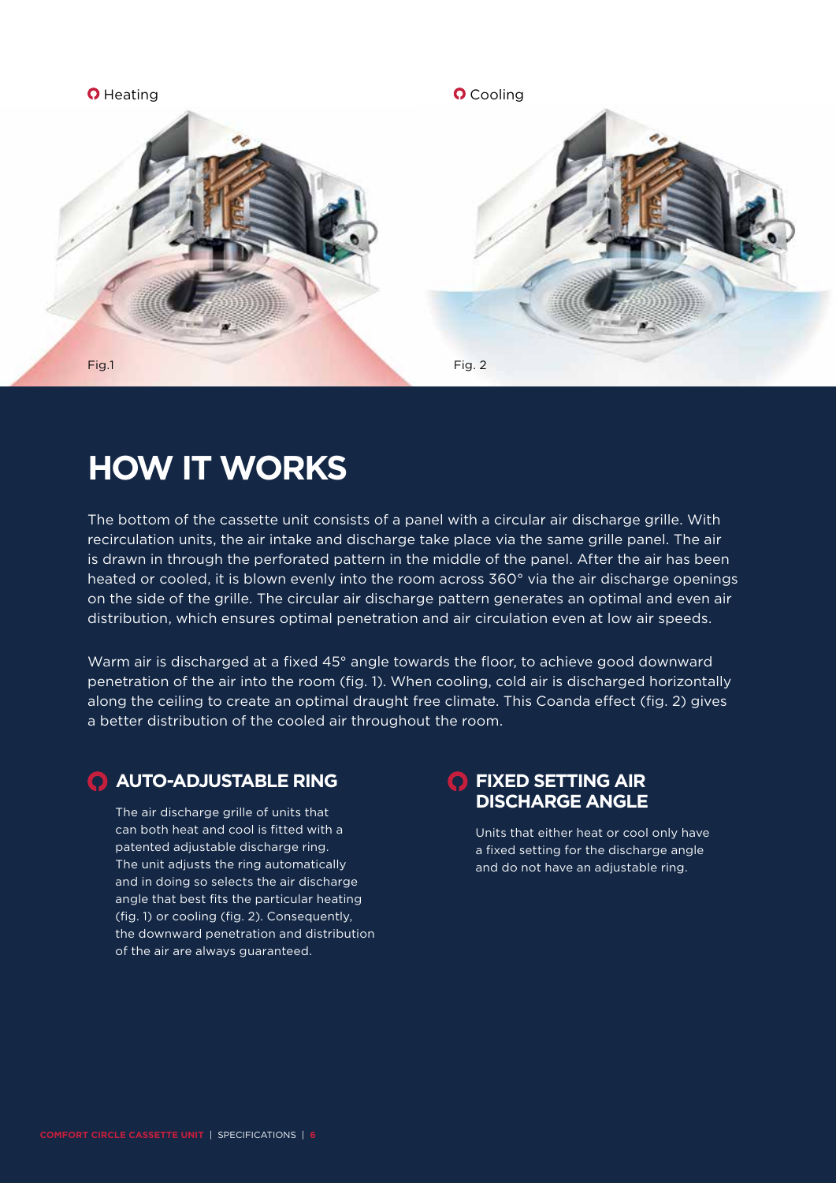Heating

Fig.1

Cooling

Fig. 2

# HOW IT WORKS

The bottom of the cassette unit consists of a panel with a circular air discharge grille. With recirculation units, the air intake and discharge take place via the same grille panel. The air is drawn in through the perforated pattern in the middle of the panel. After the air has been heated or cooled, it is blown evenly into the room across 360° via the air discharge openings on the side of the grille. The circular air discharge pattern generates an optimal and even air distribution, which ensures optimal penetration and air circulation even at low air speeds.

Warm air is discharged at a fixed 45° angle towards the floor, to achieve good downward penetration of the air into the room (fig. 1). When cooling, cold air is discharged horizontally along the ceiling to create an optimal draught free climate. This Coanda effect (fig. 2) gives a better distribution of the cooled air throughout the room.

## AUTO-ADJUSTABLE RING

The air discharge grille of units that can both heat and cool is fitted with a patented adjustable discharge ring. The unit adjusts the ring automatically and in doing so selects the air discharge angle that best fits the particular heating (fig. 1) or cooling (fig. 2). Consequently, the downward penetration and distribution of the air are always guaranteed.

## FIXED SETTING AIR DISCHARGE ANGLE

Units that either heat or cool only have a fixed setting for the discharge angle and do not have an adjustable ring.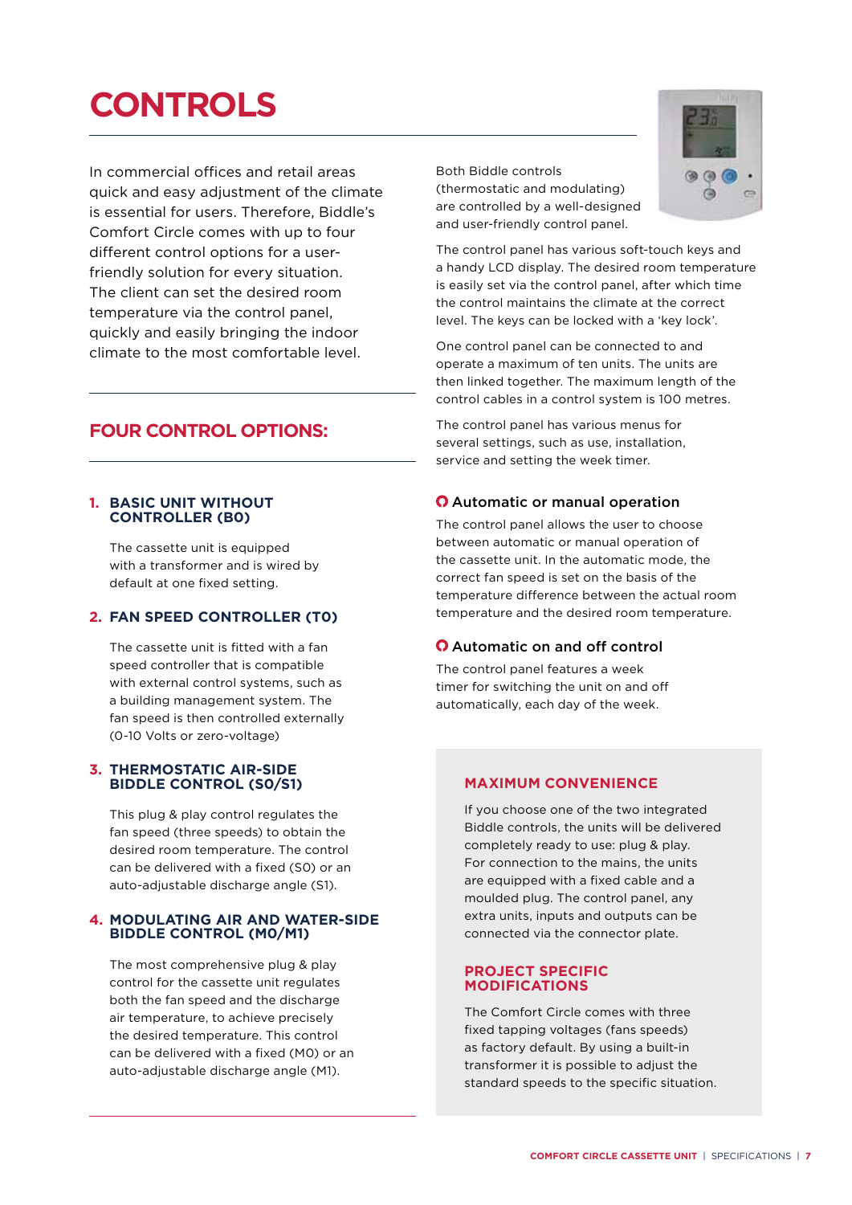# CONTROLS

In commercial offices and retail areas quick and easy adjustment of the climate is essential for users. Therefore, Biddle's Comfort Circle comes with up to four different control options for a user-friendly solution for every situation. The client can set the desired room temperature via the control panel, quickly and easily bringing the indoor climate to the most comfortable level.

## FOUR CONTROL OPTIONS:

### 1. BASIC UNIT WITHOUT CONTROLLER (B0)

The cassette unit is equipped with a transformer and is wired by default at one fixed setting.

### 2. FAN SPEED CONTROLLER (T0)

The cassette unit is fitted with a fan speed controller that is compatible with external control systems, such as a building management system. The fan speed is then controlled externally (0-10 Volts or zero-voltage)

### 3. THERMOSTATIC AIR-SIDE BIDDLE CONTROL (S0/S1)

This plug & play control regulates the fan speed (three speeds) to obtain the desired room temperature. The control can be delivered with a fixed (S0) or an auto-adjustable discharge angle (S1).

### 4. MODULATING AIR AND WATER-SIDE BIDDLE CONTROL (M0/M1)

The most comprehensive plug & play control for the cassette unit regulates both the fan speed and the discharge air temperature, to achieve precisely the desired temperature. This control can be delivered with a fixed (M0) or an auto-adjustable discharge angle (M1).

Both Biddle controls (thermostatic and modulating) are controlled by a well-designed and user-friendly control panel.

The control panel has various soft-touch keys and a handy LCD display. The desired room temperature is easily set via the control panel, after which time the control maintains the climate at the correct level. The keys can be locked with a 'key lock'.

One control panel can be connected to and operate a maximum of ten units. The units are then linked together. The maximum length of the control cables in a control system is 100 metres.

The control panel has various menus for several settings, such as use, installation, service and setting the week timer.

### Automatic or manual operation

The control panel allows the user to choose between automatic or manual operation of the cassette unit. In the automatic mode, the correct fan speed is set on the basis of the temperature difference between the actual room temperature and the desired room temperature.

### Automatic on and off control

The control panel features a week timer for switching the unit on and off automatically, each day of the week.

### MAXIMUM CONVENIENCE

If you choose one of the two integrated Biddle controls, the units will be delivered completely ready to use: plug & play. For connection to the mains, the units are equipped with a fixed cable and a moulded plug. The control panel, any extra units, inputs and outputs can be connected via the connector plate.

### PROJECT SPECIFIC MODIFICATIONS

The Comfort Circle comes with three fixed tapping voltages (fans speeds) as factory default. By using a built-in transformer it is possible to adjust the standard speeds to the specific situation.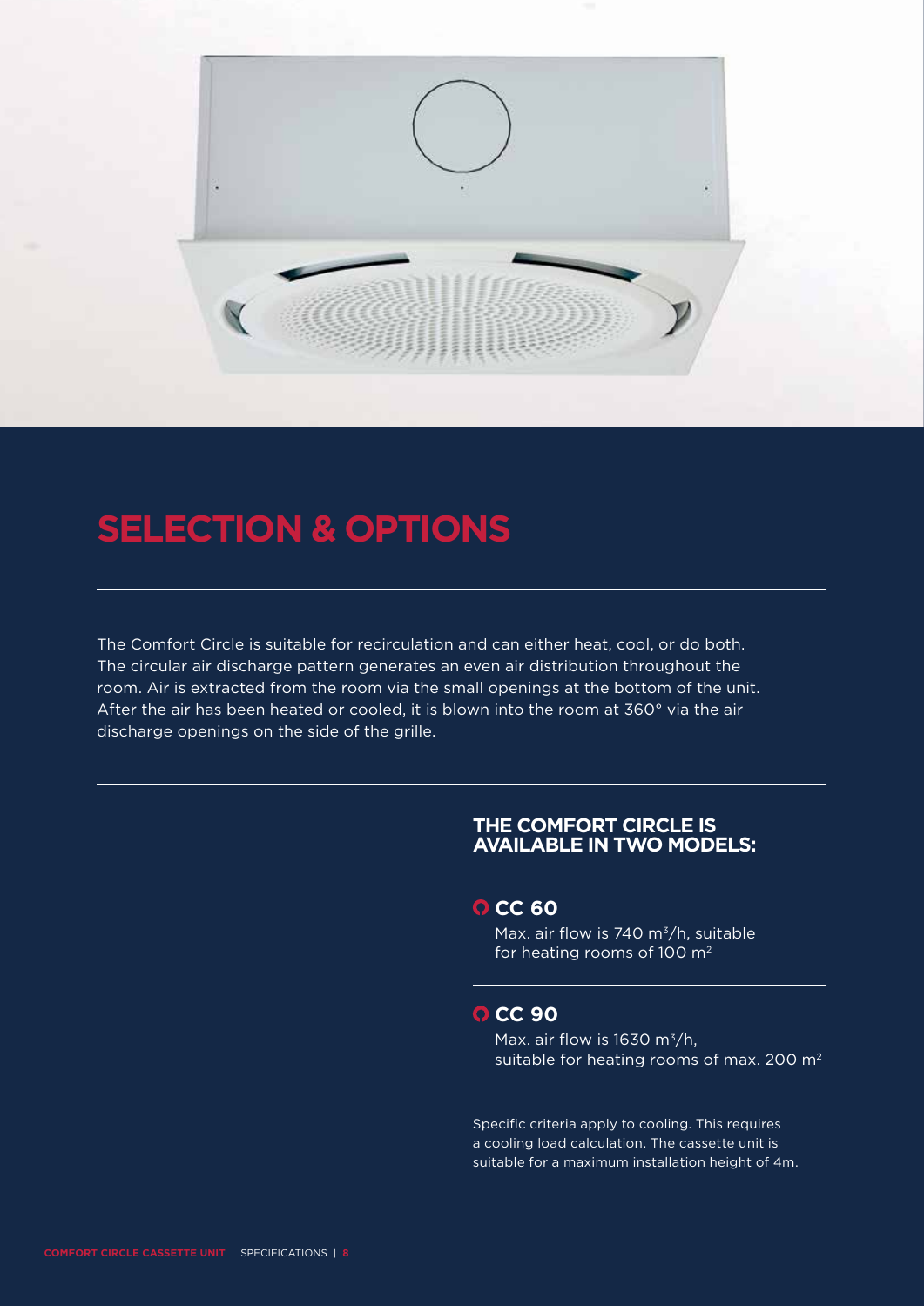# SELECTION & OPTIONS

The Comfort Circle is suitable for recirculation and can either heat, cool, or do both. The circular air discharge pattern generates an even air distribution throughout the room. Air is extracted from the room via the small openings at the bottom of the unit. After the air has been heated or cooled, it is blown into the room at 360° via the air discharge openings on the side of the grille.

## THE COMFORT CIRCLE IS AVAILABLE IN TWO MODELS:

### CC 60

Max. air flow is 740 $m^3/h$, suitable for heating rooms of 100 $m^2$

### CC 90

Max. air flow is 1630 $m^3/h$, suitable for heating rooms of max. 200 $m^2$

Specific criteria apply to cooling. This requires a cooling load calculation. The cassette unit is suitable for a maximum installation height of 4m.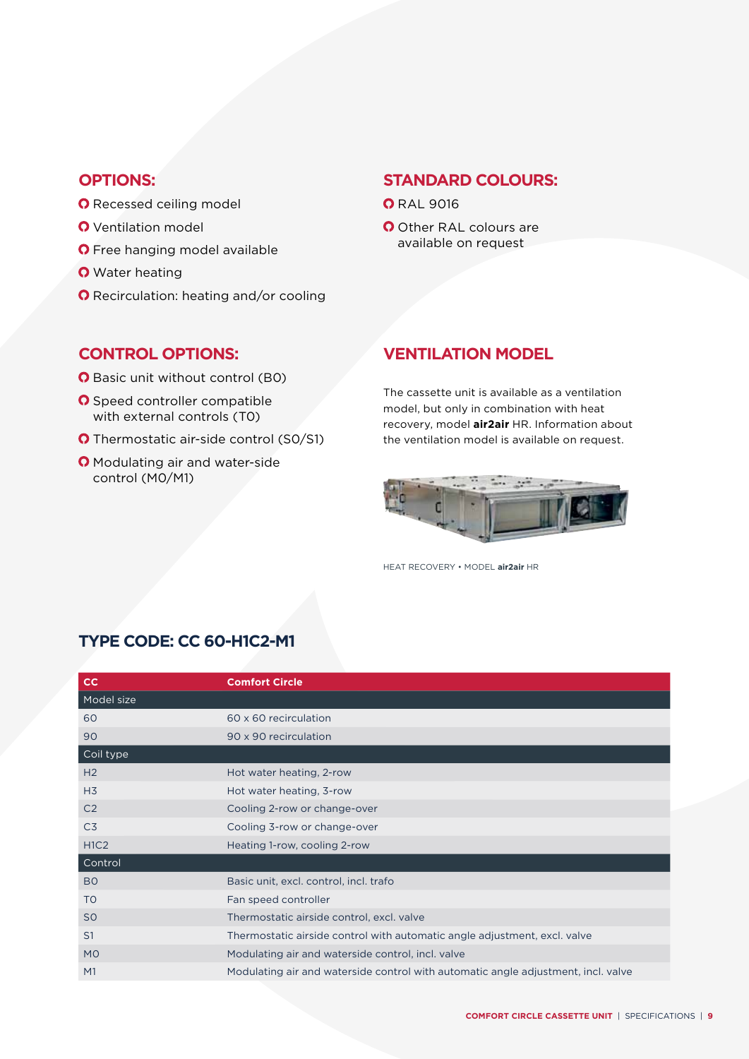## OPTIONS:

- Recessed ceiling model
- Ventilation model
- Free hanging model available
- Water heating
- Recirculation: heating and/or cooling

## STANDARD COLOURS:

- RAL 9016
- Other RAL colours are available on request

## CONTROL OPTIONS:

- Basic unit without control (B0)
- Speed controller compatible with external controls (T0)
- Thermostatic air-side control (S0/S1)
- Modulating air and water-side control (M0/M1)

## VENTILATION MODEL

The cassette unit is available as a ventilation model, but only in combination with heat recovery, model **air2air** HR. Information about the ventilation model is available on request.

HEAT RECOVERY • MODEL **air2air** HR

## TYPE CODE: CC 60-H1C2-M1

| CC | Comfort Circle |
|---|---|
| **Model size** | |
| 60 | 60 x 60 recirculation |
| 90 | 90 x 90 recirculation |
| **Coil type** | |
| H2 | Hot water heating, 2-row |
| H3 | Hot water heating, 3-row |
| C2 | Cooling 2-row or change-over |
| C3 | Cooling 3-row or change-over |
| H1C2 | Heating 1-row, cooling 2-row |
| **Control** | |
| B0 | Basic unit, excl. control, incl. trafo |
| T0 | Fan speed controller |
| S0 | Thermostatic airside control, excl. valve |
| S1 | Thermostatic airside control with automatic angle adjustment, excl. valve |
| M0 | Modulating air and waterside control, incl. valve |
| M1 | Modulating air and waterside control with automatic angle adjustment, incl. valve |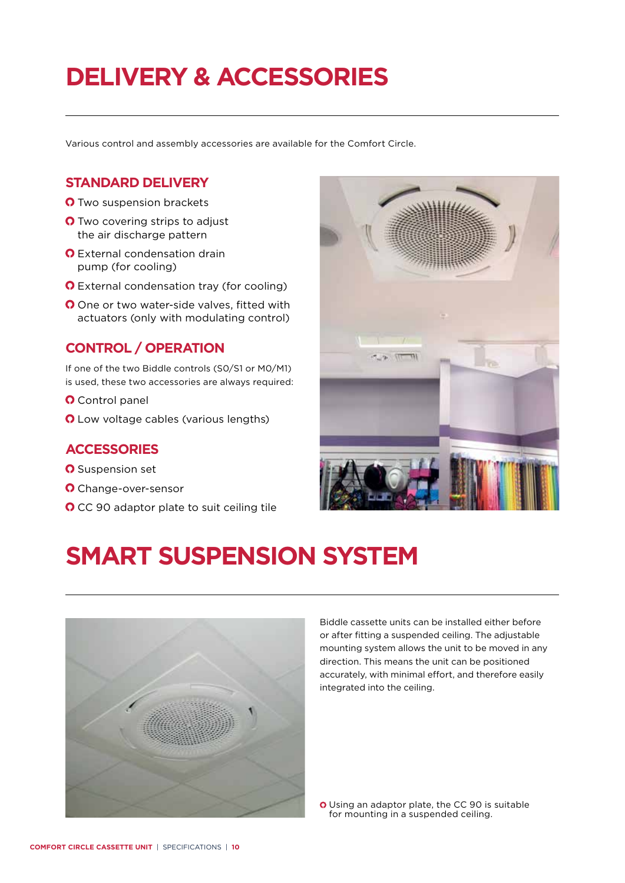# DELIVERY & ACCESSORIES

Various control and assembly accessories are available for the Comfort Circle.

## STANDARD DELIVERY

- Two suspension brackets
- Two covering strips to adjust the air discharge pattern
- External condensation drain pump (for cooling)
- External condensation tray (for cooling)
- One or two water-side valves, fitted with actuators (only with modulating control)

## CONTROL / OPERATION

If one of the two Biddle controls (S0/S1 or M0/M1) is used, these two accessories are always required:

- Control panel
- Low voltage cables (various lengths)

## ACCESSORIES

- Suspension set
- Change-over-sensor
- CC 90 adaptor plate to suit ceiling tile

# SMART SUSPENSION SYSTEM

Biddle cassette units can be installed either before or after fitting a suspended ceiling. The adjustable mounting system allows the unit to be moved in any direction. This means the unit can be positioned accurately, with minimal effort, and therefore easily integrated into the ceiling.

- Using an adaptor plate, the CC 90 is suitable for mounting in a suspended ceiling.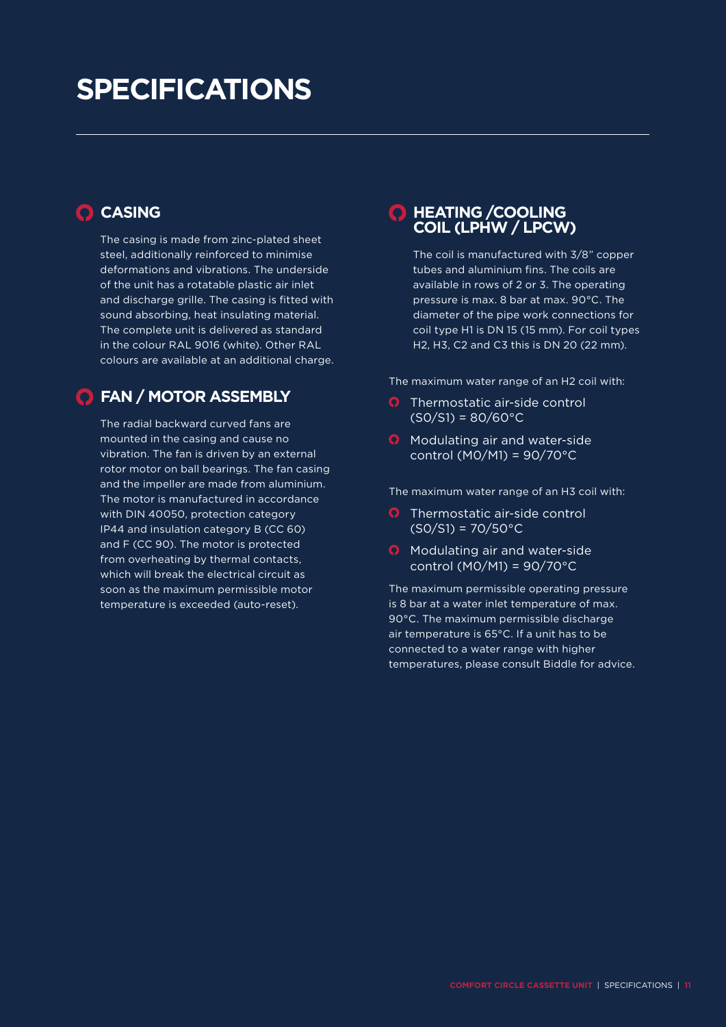# SPECIFICATIONS

## CASING

The casing is made from zinc-plated sheet steel, additionally reinforced to minimise deformations and vibrations. The underside of the unit has a rotatable plastic air inlet and discharge grille. The casing is fitted with sound absorbing, heat insulating material. The complete unit is delivered as standard in the colour RAL 9016 (white). Other RAL colours are available at an additional charge.

## FAN / MOTOR ASSEMBLY

The radial backward curved fans are mounted in the casing and cause no vibration. The fan is driven by an external rotor motor on ball bearings. The fan casing and the impeller are made from aluminium. The motor is manufactured in accordance with DIN 40050, protection category IP44 and insulation category B (CC 60) and F (CC 90). The motor is protected from overheating by thermal contacts, which will break the electrical circuit as soon as the maximum permissible motor temperature is exceeded (auto-reset).

## HEATING /COOLING COIL (LPHW / LPCW)

The coil is manufactured with 3/8" copper tubes and aluminium fins. The coils are available in rows of 2 or 3. The operating pressure is max. 8 bar at max. 90°C. The diameter of the pipe work connections for coil type H1 is DN 15 (15 mm). For coil types H2, H3, C2 and C3 this is DN 20 (22 mm).

The maximum water range of an H2 coil with:

- Thermostatic air-side control (S0/S1) = 80/60°C
- Modulating air and water-side control (M0/M1) = 90/70°C

The maximum water range of an H3 coil with:

- Thermostatic air-side control (S0/S1) = 70/50°C
- Modulating air and water-side control (M0/M1) = 90/70°C

The maximum permissible operating pressure is 8 bar at a water inlet temperature of max. 90°C. The maximum permissible discharge air temperature is 65°C. If a unit has to be connected to a water range with higher temperatures, please consult Biddle for advice.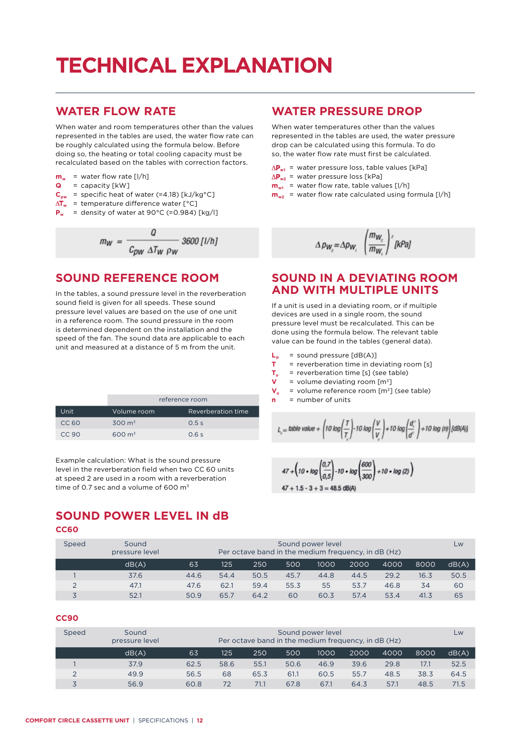# TECHNICAL EXPLANATION

## WATER FLOW RATE

When water and room temperatures other than the values represented in the tables are used, the water flow rate can be roughly calculated using the formula below. Before doing so, the heating or total cooling capacity must be recalculated based on the tables with correction factors.

- $m_w$ = water flow rate [l/h]
- $Q$ = capacity [kW]
- $C_{pw}$ = specific heat of water (=4.18) [kJ/kg°C]
- $\Delta T_w$ = temperature difference water [°C]
- $P_w$ = density of water at 90°C (=0.984) [kg/l]

$$m_W = \frac{Q}{C_{pw} \, \Delta T_W \, \rho_W} \, 3600 \, [l/h]$$

## WATER PRESSURE DROP

When water temperatures other than the values represented in the tables are used, the water pressure drop can be calculated using this formula. To do so, the water flow rate must first be calculated.

- $\Delta P_{w1}$ = water pressure loss, table values [kPa]
- $\Delta P_{w2}$ = water pressure loss [kPa]
- $m_{w1}$ = water flow rate, table values [l/h]
- $m_{w2}$ = water flow rate calculated using formula [l/h]

$$\Delta p_{w_2} = \Delta p_{w_1} \left( \frac{m_{w_2}}{m_{w_1}} \right)^2 [kPa]$$

## SOUND REFERENCE ROOM

In the tables, a sound pressure level in the reverberation sound field is given for all speeds. These sound pressure level values are based on the use of one unit in a reference room. The sound pressure in the room is determined dependent on the installation and the speed of the fan. The sound data are applicable to each unit and measured at a distance of 5 m from the unit.

| | reference room | |
|---|---|---|
| Unit | Volume room | Reverberation time |
| CC 60 | 300 m³ | 0.5 s |
| CC 90 | 600 m³ | 0.6 s |

Example calculation: What is the sound pressure level in the reverberation field when two CC 60 units at speed 2 are used in a room with a reverberation time of 0.7 sec and a volume of 600 m³

## SOUND IN A DEVIATING ROOM AND WITH MULTIPLE UNITS

If a unit is used in a deviating room, or if multiple devices are used in a single room, the sound pressure level must be recalculated. This can be done using the formula below. The relevant table value can be found in the tables (general data).

- $L_p$ = sound pressure [dB(A)]
- $T$ = reverberation time in deviating room [s]
- $T_o$ = reverberation time [s] (see table)
- $V$ = volume deviating room [m³]
- $V_o$ = volume reference room [m³] (see table)
- $n$ = number of units

$$L_p = \text{table value} + \left(10 \log\left(\frac{T}{T_o}\right) - 10 \log\left(\frac{V}{V_o}\right) + 10 \log\left(\frac{d_o^2}{d^2}\right) + 10 \log(n)\right) [dB(A)]$$

$$47 + \left(10 \cdot \log\left(\frac{0{,}7}{0{,}5}\right) - 10 \cdot \log\left(\frac{600}{300}\right) + 10 \cdot \log(2)\right)$$

$$47 + 1.5 - 3 + 3 = 48.5 \text{ dB(A)}$$

## SOUND POWER LEVEL IN dB

### CC60

| Speed | Sound pressure level | Sound power level Per octave band in the medium frequency, in dB (Hz) | | | | | | | | Lw |
|---|---|---|---|---|---|---|---|---|---|---|
| | dB(A) | 63 | 125 | 250 | 500 | 1000 | 2000 | 4000 | 8000 | dB(A) |
| 1 | 37.6 | 44.6 | 54.4 | 50.5 | 45.7 | 44.8 | 44.5 | 29.2 | 16.3 | 50.5 |
| 2 | 47.1 | 47.6 | 62.1 | 59.4 | 55.3 | 55 | 53.7 | 46.8 | 34 | 60 |
| 3 | 52.1 | 50.9 | 65.7 | 64.2 | 60 | 60.3 | 57.4 | 53.4 | 41.3 | 65 |

### CC90

| Speed | Sound pressure level | Sound power level Per octave band in the medium frequency, in dB (Hz) | | | | | | | | Lw |
|---|---|---|---|---|---|---|---|---|---|---|
| | dB(A) | 63 | 125 | 250 | 500 | 1000 | 2000 | 4000 | 8000 | dB(A) |
| 1 | 37.9 | 62.5 | 58.6 | 55.1 | 50.6 | 46.9 | 39.6 | 29.8 | 17.1 | 52.5 |
| 2 | 49.9 | 56.5 | 68 | 65.3 | 61.1 | 60.5 | 55.7 | 48.5 | 38.3 | 64.5 |
| 3 | 56.9 | 60.8 | 72 | 71.1 | 67.8 | 67.1 | 64.3 | 57.1 | 48.5 | 71.5 |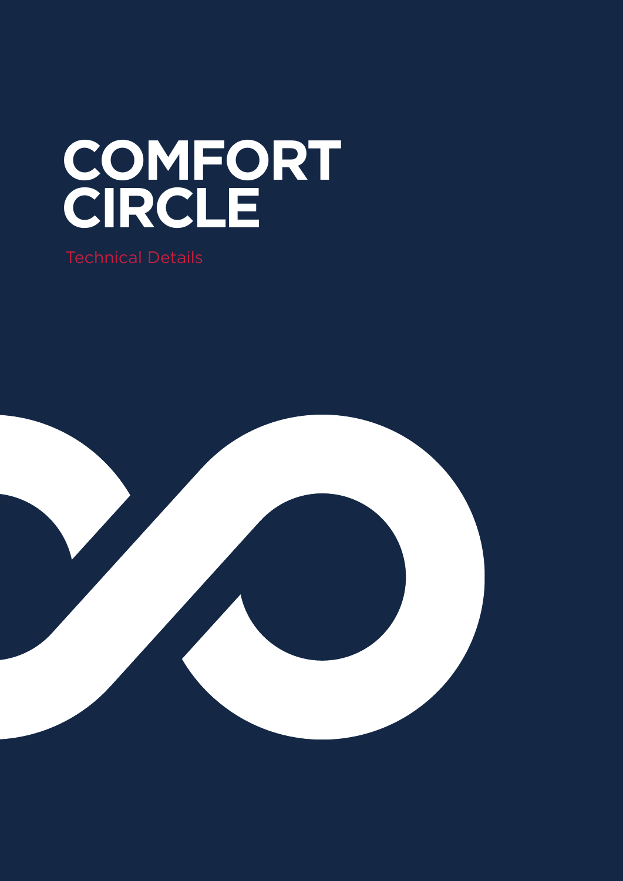# COMFORT CIRCLE

Technical Details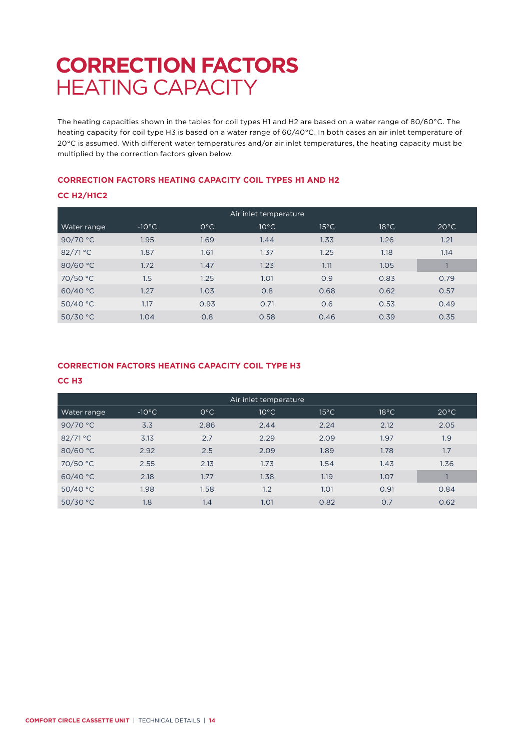# CORRECTION FACTORS HEATING CAPACITY

The heating capacities shown in the tables for coil types H1 and H2 are based on a water range of 80/60°C. The heating capacity for coil type H3 is based on a water range of 60/40°C. In both cases an air inlet temperature of 20°C is assumed. With different water temperatures and/or air inlet temperatures, the heating capacity must be multiplied by the correction factors given below.

### CORRECTION FACTORS HEATING CAPACITY COIL TYPES H1 AND H2

#### CC H2/H1C2

| | Air inlet temperature | | | | | |
|---|---|---|---|---|---|---|
| Water range | -10°C | 0°C | 10°C | 15°C | 18°C | 20°C |
| 90/70 °C | 1.95 | 1.69 | 1.44 | 1.33 | 1.26 | 1.21 |
| 82/71 °C | 1.87 | 1.61 | 1.37 | 1.25 | 1.18 | 1.14 |
| 80/60 °C | 1.72 | 1.47 | 1.23 | 1.11 | 1.05 | 1 |
| 70/50 °C | 1.5 | 1.25 | 1.01 | 0.9 | 0.83 | 0.79 |
| 60/40 °C | 1.27 | 1.03 | 0.8 | 0.68 | 0.62 | 0.57 |
| 50/40 °C | 1.17 | 0.93 | 0.71 | 0.6 | 0.53 | 0.49 |
| 50/30 °C | 1.04 | 0.8 | 0.58 | 0.46 | 0.39 | 0.35 |

### CORRECTION FACTORS HEATING CAPACITY COIL TYPE H3

#### CC H3

| | Air inlet temperature | | | | | |
|---|---|---|---|---|---|---|
| Water range | -10°C | 0°C | 10°C | 15°C | 18°C | 20°C |
| 90/70 °C | 3.3 | 2.86 | 2.44 | 2.24 | 2.12 | 2.05 |
| 82/71 °C | 3.13 | 2.7 | 2.29 | 2.09 | 1.97 | 1.9 |
| 80/60 °C | 2.92 | 2.5 | 2.09 | 1.89 | 1.78 | 1.7 |
| 70/50 °C | 2.55 | 2.13 | 1.73 | 1.54 | 1.43 | 1.36 |
| 60/40 °C | 2.18 | 1.77 | 1.38 | 1.19 | 1.07 | 1 |
| 50/40 °C | 1.98 | 1.58 | 1.2 | 1.01 | 0.91 | 0.84 |
| 50/30 °C | 1.8 | 1.4 | 1.01 | 0.82 | 0.7 | 0.62 |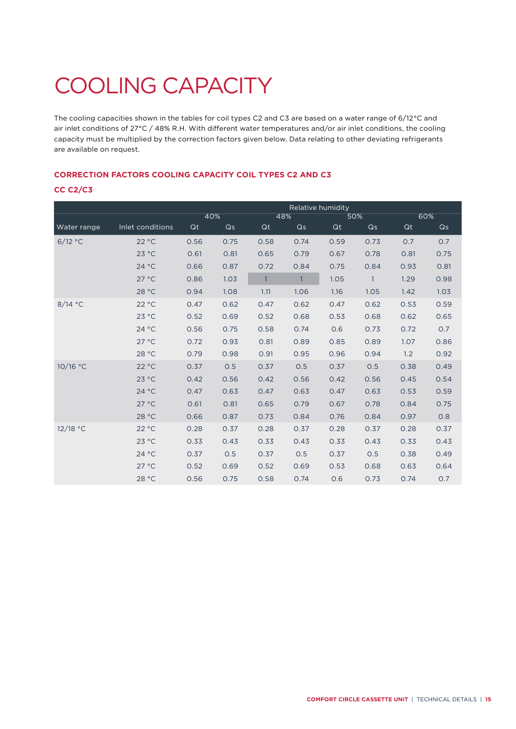# COOLING CAPACITY

The cooling capacities shown in the tables for coil types C2 and C3 are based on a water range of 6/12°C and air inlet conditions of 27°C / 48% R.H. With different water temperatures and/or air inlet conditions, the cooling capacity must be multiplied by the correction factors given below. Data relating to other deviating refrigerants are available on request.

### CORRECTION FACTORS COOLING CAPACITY COIL TYPES C2 AND C3

### CC C2/C3

| | | Relative humidity | | | | | | | |
|---|---|---|---|---|---|---|---|---|---|
| | | 40% | | 48% | | 50% | | 60% | |
| Water range | Inlet conditions | Qt | Qs | Qt | Qs | Qt | Qs | Qt | Qs |
| 6/12 °C | 22 °C | 0.56 | 0.75 | 0.58 | 0.74 | 0.59 | 0.73 | 0.7 | 0.7 |
| | 23 °C | 0.61 | 0.81 | 0.65 | 0.79 | 0.67 | 0.78 | 0.81 | 0.75 |
| | 24 °C | 0.66 | 0.87 | 0.72 | 0.84 | 0.75 | 0.84 | 0.93 | 0.81 |
| | 27 °C | 0.86 | 1.03 | 1 | 1 | 1.05 | 1 | 1.29 | 0.98 |
| | 28 °C | 0.94 | 1.08 | 1.11 | 1.06 | 1.16 | 1.05 | 1.42 | 1.03 |
| 8/14 °C | 22 °C | 0.47 | 0.62 | 0.47 | 0.62 | 0.47 | 0.62 | 0.53 | 0.59 |
| | 23 °C | 0.52 | 0.69 | 0.52 | 0.68 | 0.53 | 0.68 | 0.62 | 0.65 |
| | 24 °C | 0.56 | 0.75 | 0.58 | 0.74 | 0.6 | 0.73 | 0.72 | 0.7 |
| | 27 °C | 0.72 | 0.93 | 0.81 | 0.89 | 0.85 | 0.89 | 1.07 | 0.86 |
| | 28 °C | 0.79 | 0.98 | 0.91 | 0.95 | 0.96 | 0.94 | 1.2 | 0.92 |
| 10/16 °C | 22 °C | 0.37 | 0.5 | 0.37 | 0.5 | 0.37 | 0.5 | 0.38 | 0.49 |
| | 23 °C | 0.42 | 0.56 | 0.42 | 0.56 | 0.42 | 0.56 | 0.45 | 0.54 |
| | 24 °C | 0.47 | 0.63 | 0.47 | 0.63 | 0.47 | 0.63 | 0.53 | 0.59 |
| | 27 °C | 0.61 | 0.81 | 0.65 | 0.79 | 0.67 | 0.78 | 0.84 | 0.75 |
| | 28 °C | 0.66 | 0.87 | 0.73 | 0.84 | 0.76 | 0.84 | 0.97 | 0.8 |
| 12/18 °C | 22 °C | 0.28 | 0.37 | 0.28 | 0.37 | 0.28 | 0.37 | 0.28 | 0.37 |
| | 23 °C | 0.33 | 0.43 | 0.33 | 0.43 | 0.33 | 0.43 | 0.33 | 0.43 |
| | 24 °C | 0.37 | 0.5 | 0.37 | 0.5 | 0.37 | 0.5 | 0.38 | 0.49 |
| | 27 °C | 0.52 | 0.69 | 0.52 | 0.69 | 0.53 | 0.68 | 0.63 | 0.64 |
| | 28 °C | 0.56 | 0.75 | 0.58 | 0.74 | 0.6 | 0.73 | 0.74 | 0.7 |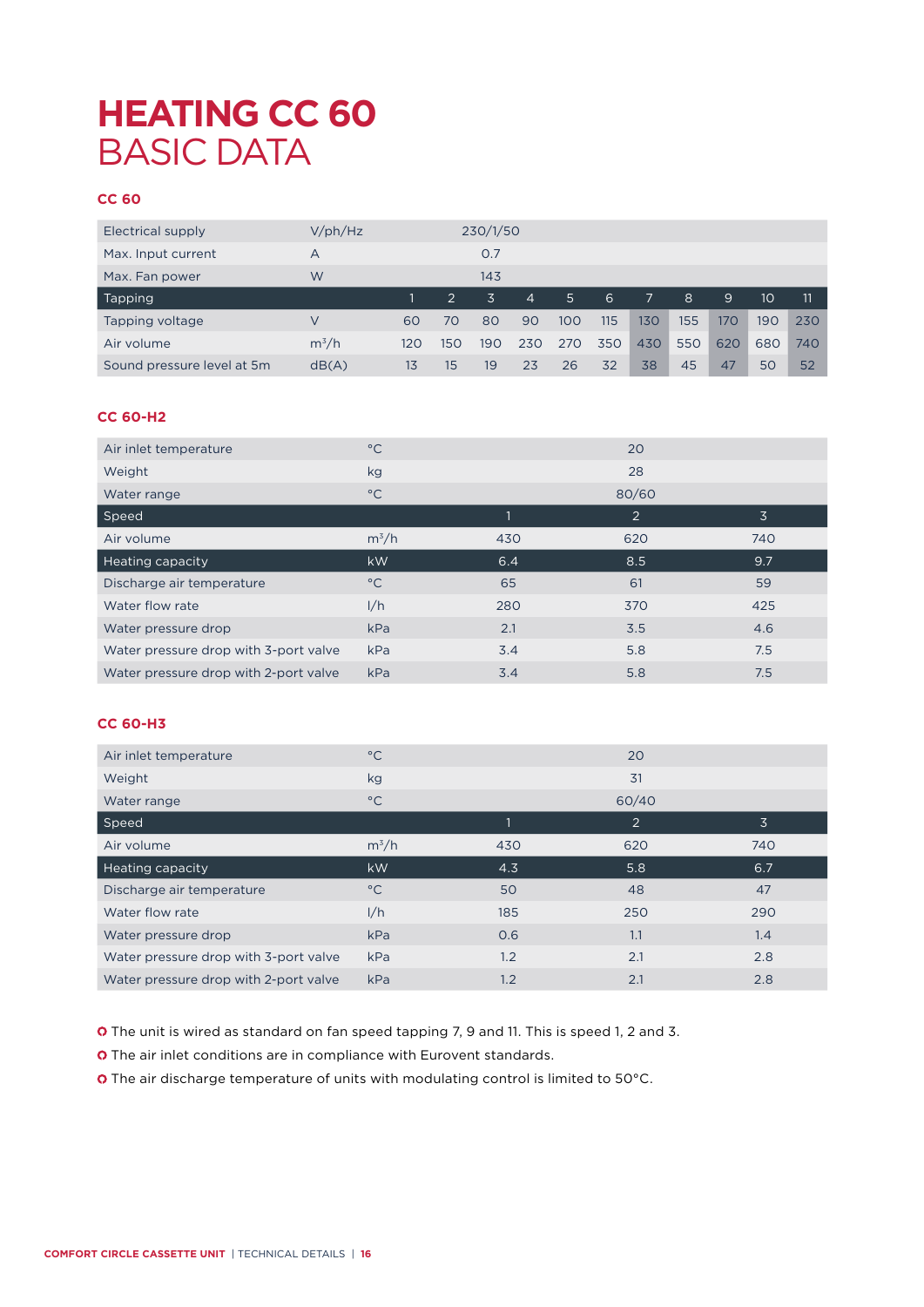// HEATING CC 60
## BASIC DATA

### CC 60

| | | | | | | | | | | | | |
|---|---|---|---|---|---|---|---|---|---|---|---|---|
| Electrical supply | V/ph/Hz | 230/1/50 | | | | | | | | | | |
| Max. Input current | A | 0.7 | | | | | | | | | | |
| Max. Fan power | W | 143 | | | | | | | | | | |
| Tapping | | 1 | 2 | 3 | 4 | 5 | 6 | 7 | 8 | 9 | 10 | 11 |
| Tapping voltage | V | 60 | 70 | 80 | 90 | 100 | 115 | 130 | 155 | 170 | 190 | 230 |
| Air volume | $m^3/h$ | 120 | 150 | 190 | 230 | 270 | 350 | 430 | 550 | 620 | 680 | 740 |
| Sound pressure level at 5m | dB(A) | 13 | 15 | 19 | 23 | 26 | 32 | 38 | 45 | 47 | 50 | 52 |

### CC 60-H2

| | | | | |
|---|---|---|---|---|
| Air inlet temperature | °C | | 20 | |
| Weight | kg | | 28 | |
| Water range | °C | | 80/60 | |
| Speed | | 1 | 2 | 3 |
| Air volume | $m^3/h$ | 430 | 620 | 740 |
| Heating capacity | kW | 6.4 | 8.5 | 9.7 |
| Discharge air temperature | °C | 65 | 61 | 59 |
| Water flow rate | l/h | 280 | 370 | 425 |
| Water pressure drop | kPa | 2.1 | 3.5 | 4.6 |
| Water pressure drop with 3-port valve | kPa | 3.4 | 5.8 | 7.5 |
| Water pressure drop with 2-port valve | kPa | 3.4 | 5.8 | 7.5 |

### CC 60-H3

| | | | | |
|---|---|---|---|---|
| Air inlet temperature | °C | | 20 | |
| Weight | kg | | 31 | |
| Water range | °C | | 60/40 | |
| Speed | | 1 | 2 | 3 |
| Air volume | $m^3/h$ | 430 | 620 | 740 |
| Heating capacity | kW | 4.3 | 5.8 | 6.7 |
| Discharge air temperature | °C | 50 | 48 | 47 |
| Water flow rate | l/h | 185 | 250 | 290 |
| Water pressure drop | kPa | 0.6 | 1.1 | 1.4 |
| Water pressure drop with 3-port valve | kPa | 1.2 | 2.1 | 2.8 |
| Water pressure drop with 2-port valve | kPa | 1.2 | 2.1 | 2.8 |

- The unit is wired as standard on fan speed tapping 7, 9 and 11. This is speed 1, 2 and 3.
- The air inlet conditions are in compliance with Eurovent standards.
- The air discharge temperature of units with modulating control is limited to 50°C.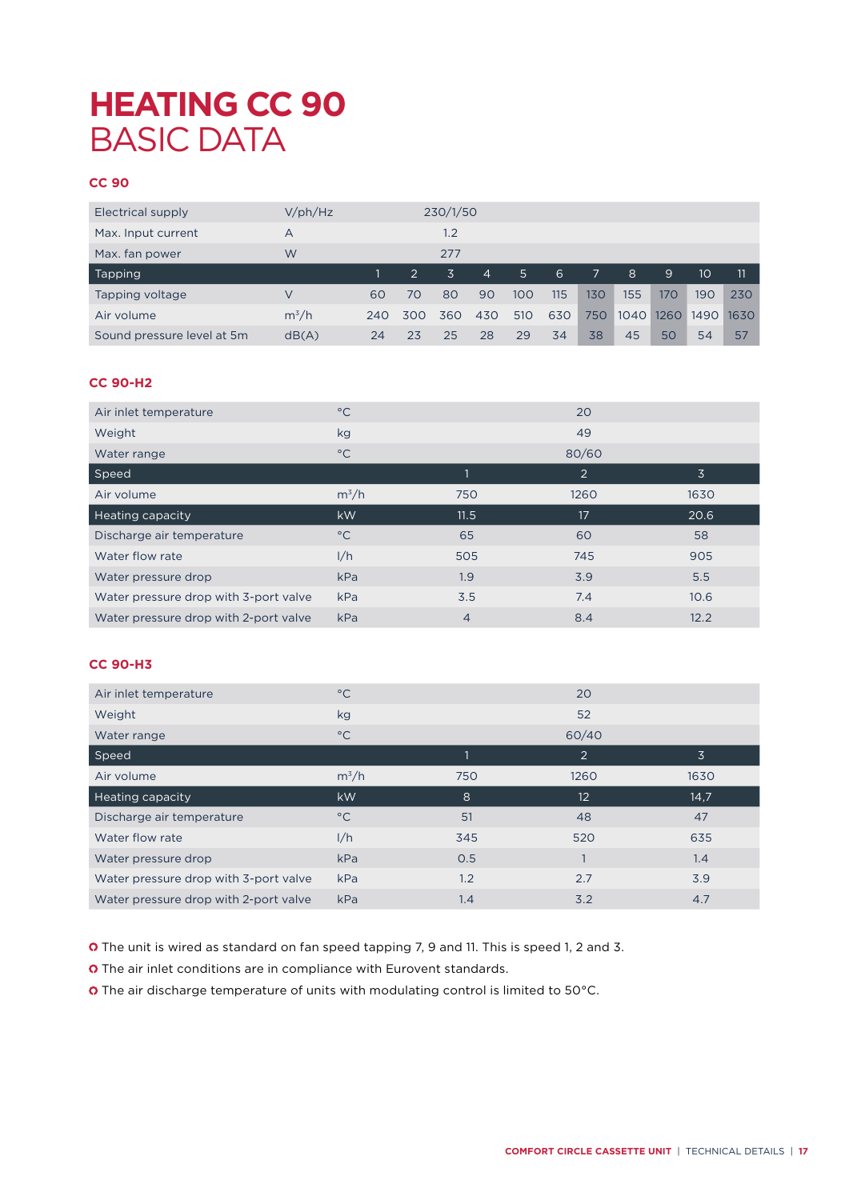# HEATING CC 90
## BASIC DATA

### CC 90

| | | | | | | | | | | | | |
|---|---|---|---|---|---|---|---|---|---|---|---|---|
| Electrical supply | V/ph/Hz | 230/1/50 | | | | | | | | | | |
| Max. Input current | A | 1.2 | | | | | | | | | | |
| Max. fan power | W | 277 | | | | | | | | | | |
| Tapping | | 1 | 2 | 3 | 4 | 5 | 6 | 7 | 8 | 9 | 10 | 11 |
| Tapping voltage | V | 60 | 70 | 80 | 90 | 100 | 115 | 130 | 155 | 170 | 190 | 230 |
| Air volume | m³/h | 240 | 300 | 360 | 430 | 510 | 630 | 750 | 1040 | 1260 | 1490 | 1630 |
| Sound pressure level at 5m | dB(A) | 24 | 23 | 25 | 28 | 29 | 34 | 38 | 45 | 50 | 54 | 57 |

### CC 90-H2

| | | | | |
|---|---|---|---|---|
| Air inlet temperature | °C | | 20 | |
| Weight | kg | | 49 | |
| Water range | °C | | 80/60 | |
| Speed | | 1 | 2 | 3 |
| Air volume | m³/h | 750 | 1260 | 1630 |
| Heating capacity | kW | 11.5 | 17 | 20.6 |
| Discharge air temperature | °C | 65 | 60 | 58 |
| Water flow rate | l/h | 505 | 745 | 905 |
| Water pressure drop | kPa | 1.9 | 3.9 | 5.5 |
| Water pressure drop with 3-port valve | kPa | 3.5 | 7.4 | 10.6 |
| Water pressure drop with 2-port valve | kPa | 4 | 8.4 | 12.2 |

### CC 90-H3

| | | | | |
|---|---|---|---|---|
| Air inlet temperature | °C | | 20 | |
| Weight | kg | | 52 | |
| Water range | °C | | 60/40 | |
| Speed | | 1 | 2 | 3 |
| Air volume | m³/h | 750 | 1260 | 1630 |
| Heating capacity | kW | 8 | 12 | 14,7 |
| Discharge air temperature | °C | 51 | 48 | 47 |
| Water flow rate | l/h | 345 | 520 | 635 |
| Water pressure drop | kPa | 0.5 | 1 | 1.4 |
| Water pressure drop with 3-port valve | kPa | 1.2 | 2.7 | 3.9 |
| Water pressure drop with 2-port valve | kPa | 1.4 | 3.2 | 4.7 |

- The unit is wired as standard on fan speed tapping 7, 9 and 11. This is speed 1, 2 and 3.
- The air inlet conditions are in compliance with Eurovent standards.
- The air discharge temperature of units with modulating control is limited to 50°C.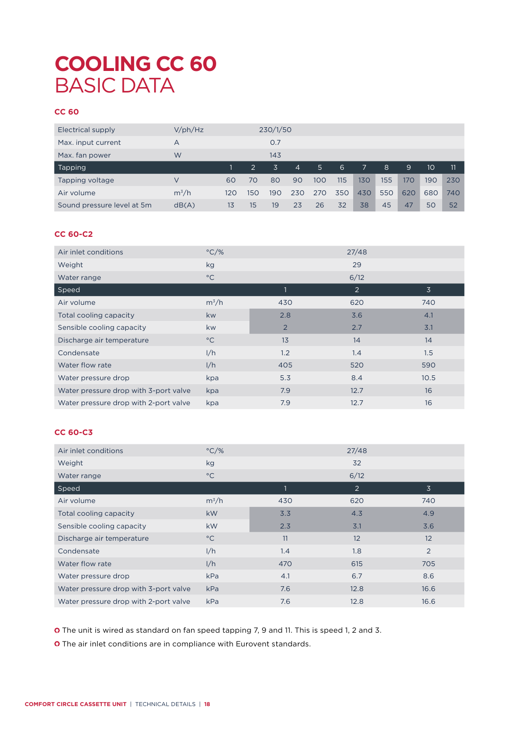# COOLING CC 60
## BASIC DATA

### CC 60

| | | | | | | | | | | | | |
|---|---|---|---|---|---|---|---|---|---|---|---|---|
| Electrical supply | V/ph/Hz | 230/1/50 | | | | | | | | | | |
| Max. input current | A | 0.7 | | | | | | | | | | |
| Max. fan power | W | 143 | | | | | | | | | | |
| Tapping | | 1 | 2 | 3 | 4 | 5 | 6 | 7 | 8 | 9 | 10 | 11 |
| Tapping voltage | V | 60 | 70 | 80 | 90 | 100 | 115 | 130 | 155 | 170 | 190 | 230 |
| Air volume | m³/h | 120 | 150 | 190 | 230 | 270 | 350 | 430 | 550 | 620 | 680 | 740 |
| Sound pressure level at 5m | dB(A) | 13 | 15 | 19 | 23 | 26 | 32 | 38 | 45 | 47 | 50 | 52 |

### CC 60-C2

| | | | | |
|---|---|---|---|---|
| Air inlet conditions | °C/% | 27/48 | | |
| Weight | kg | 29 | | |
| Water range | °C | 6/12 | | |
| Speed | | 1 | 2 | 3 |
| Air volume | m³/h | 430 | 620 | 740 |
| Total cooling capacity | kw | 2.8 | 3.6 | 4.1 |
| Sensible cooling capacity | kw | 2 | 2.7 | 3.1 |
| Discharge air temperature | °C | 13 | 14 | 14 |
| Condensate | l/h | 1.2 | 1.4 | 1.5 |
| Water flow rate | l/h | 405 | 520 | 590 |
| Water pressure drop | kpa | 5.3 | 8.4 | 10.5 |
| Water pressure drop with 3-port valve | kpa | 7.9 | 12.7 | 16 |
| Water pressure drop with 2-port valve | kpa | 7.9 | 12.7 | 16 |

### CC 60-C3

| | | | | |
|---|---|---|---|---|
| Air inlet conditions | °C/% | 27/48 | | |
| Weight | kg | 32 | | |
| Water range | °C | 6/12 | | |
| Speed | | 1 | 2 | 3 |
| Air volume | m³/h | 430 | 620 | 740 |
| Total cooling capacity | kW | 3.3 | 4.3 | 4.9 |
| Sensible cooling capacity | kW | 2.3 | 3.1 | 3.6 |
| Discharge air temperature | °C | 11 | 12 | 12 |
| Condensate | l/h | 1.4 | 1.8 | 2 |
| Water flow rate | l/h | 470 | 615 | 705 |
| Water pressure drop | kPa | 4.1 | 6.7 | 8.6 |
| Water pressure drop with 3-port valve | kPa | 7.6 | 12.8 | 16.6 |
| Water pressure drop with 2-port valve | kPa | 7.6 | 12.8 | 16.6 |

- The unit is wired as standard on fan speed tapping 7, 9 and 11. This is speed 1, 2 and 3.
- The air inlet conditions are in compliance with Eurovent standards.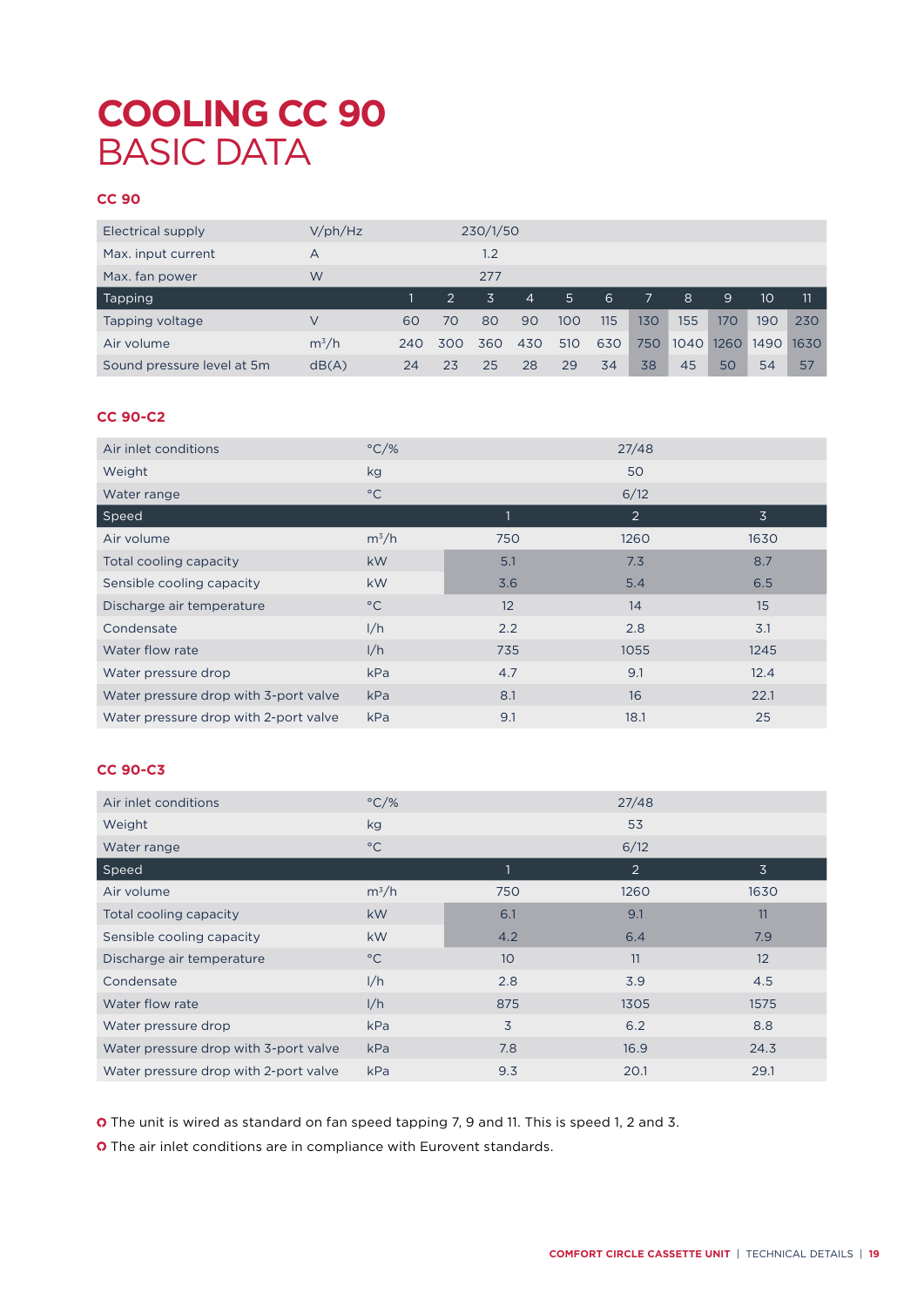# COOLING CC 90
## BASIC DATA

### CC 90

| | | | | | | | | | | | | |
|---|---|---|---|---|---|---|---|---|---|---|---|---|
| Electrical supply | V/ph/Hz | 230/1/50 | | | | | | | | | | |
| Max. input current | A | 1.2 | | | | | | | | | | |
| Max. fan power | W | 277 | | | | | | | | | | |
| Tapping | | 1 | 2 | 3 | 4 | 5 | 6 | 7 | 8 | 9 | 10 | 11 |
| Tapping voltage | V | 60 | 70 | 80 | 90 | 100 | 115 | 130 | 155 | 170 | 190 | 230 |
| Air volume | m³/h | 240 | 300 | 360 | 430 | 510 | 630 | 750 | 1040 | 1260 | 1490 | 1630 |
| Sound pressure level at 5m | dB(A) | 24 | 23 | 25 | 28 | 29 | 34 | 38 | 45 | 50 | 54 | 57 |

### CC 90-C2

| | | | | |
|---|---|---|---|---|
| Air inlet conditions | °C/% | | 27/48 | |
| Weight | kg | | 50 | |
| Water range | °C | | 6/12 | |
| Speed | | 1 | 2 | 3 |
| Air volume | m³/h | 750 | 1260 | 1630 |
| Total cooling capacity | kW | 5.1 | 7.3 | 8.7 |
| Sensible cooling capacity | kW | 3.6 | 5.4 | 6.5 |
| Discharge air temperature | °C | 12 | 14 | 15 |
| Condensate | l/h | 2.2 | 2.8 | 3.1 |
| Water flow rate | l/h | 735 | 1055 | 1245 |
| Water pressure drop | kPa | 4.7 | 9.1 | 12.4 |
| Water pressure drop with 3-port valve | kPa | 8.1 | 16 | 22.1 |
| Water pressure drop with 2-port valve | kPa | 9.1 | 18.1 | 25 |

### CC 90-C3

| | | | | |
|---|---|---|---|---|
| Air inlet conditions | °C/% | | 27/48 | |
| Weight | kg | | 53 | |
| Water range | °C | | 6/12 | |
| Speed | | 1 | 2 | 3 |
| Air volume | m³/h | 750 | 1260 | 1630 |
| Total cooling capacity | kW | 6.1 | 9.1 | 11 |
| Sensible cooling capacity | kW | 4.2 | 6.4 | 7.9 |
| Discharge air temperature | °C | 10 | 11 | 12 |
| Condensate | l/h | 2.8 | 3.9 | 4.5 |
| Water flow rate | l/h | 875 | 1305 | 1575 |
| Water pressure drop | kPa | 3 | 6.2 | 8.8 |
| Water pressure drop with 3-port valve | kPa | 7.8 | 16.9 | 24.3 |
| Water pressure drop with 2-port valve | kPa | 9.3 | 20.1 | 29.1 |

- The unit is wired as standard on fan speed tapping 7, 9 and 11. This is speed 1, 2 and 3.
- The air inlet conditions are in compliance with Eurovent standards.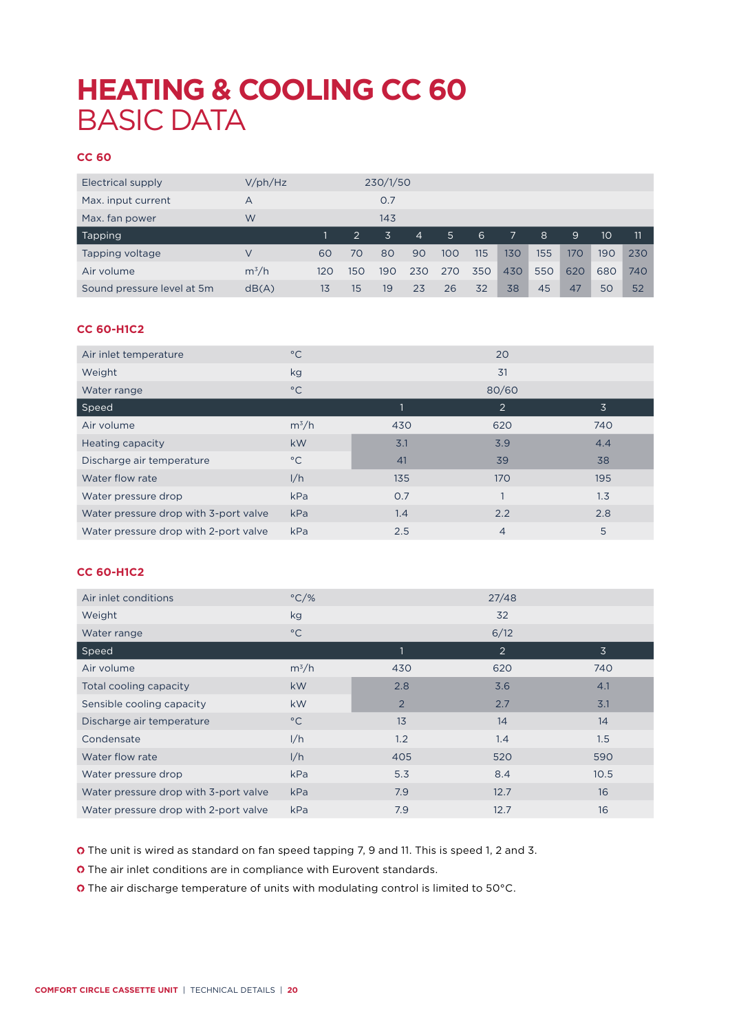# HEATING & COOLING CC 60
## BASIC DATA

### CC 60

| | | | | | | | | | | | | |
|---|---|---|---|---|---|---|---|---|---|---|---|---|
| Electrical supply | V/ph/Hz | 230/1/50 | | | | | | | | | | |
| Max. input current | A | 0.7 | | | | | | | | | | |
| Max. fan power | W | 143 | | | | | | | | | | |
| **Tapping** | | **1** | **2** | **3** | **4** | **5** | **6** | **7** | **8** | **9** | **10** | **11** |
| Tapping voltage | V | 60 | 70 | 80 | 90 | 100 | 115 | 130 | 155 | 170 | 190 | 230 |
| Air volume | m³/h | 120 | 150 | 190 | 230 | 270 | 350 | 430 | 550 | 620 | 680 | 740 |
| Sound pressure level at 5m | dB(A) | 13 | 15 | 19 | 23 | 26 | 32 | 38 | 45 | 47 | 50 | 52 |

### CC 60-H1C2

| | | | | |
|---|---|---|---|---|
| Air inlet temperature | °C | | 20 | |
| Weight | kg | | 31 | |
| Water range | °C | | 80/60 | |
| **Speed** | | **1** | **2** | **3** |
| Air volume | m³/h | 430 | 620 | 740 |
| Heating capacity | kW | 3.1 | 3.9 | 4.4 |
| Discharge air temperature | °C | 41 | 39 | 38 |
| Water flow rate | l/h | 135 | 170 | 195 |
| Water pressure drop | kPa | 0.7 | 1 | 1.3 |
| Water pressure drop with 3-port valve | kPa | 1.4 | 2.2 | 2.8 |
| Water pressure drop with 2-port valve | kPa | 2.5 | 4 | 5 |

### CC 60-H1C2

| | | | | |
|---|---|---|---|---|
| Air inlet conditions | °C/% | | 27/48 | |
| Weight | kg | | 32 | |
| Water range | °C | | 6/12 | |
| **Speed** | | **1** | **2** | **3** |
| Air volume | m³/h | 430 | 620 | 740 |
| Total cooling capacity | kW | 2.8 | 3.6 | 4.1 |
| Sensible cooling capacity | kW | 2 | 2.7 | 3.1 |
| Discharge air temperature | °C | 13 | 14 | 14 |
| Condensate | l/h | 1.2 | 1.4 | 1.5 |
| Water flow rate | l/h | 405 | 520 | 590 |
| Water pressure drop | kPa | 5.3 | 8.4 | 10.5 |
| Water pressure drop with 3-port valve | kPa | 7.9 | 12.7 | 16 |
| Water pressure drop with 2-port valve | kPa | 7.9 | 12.7 | 16 |

- The unit is wired as standard on fan speed tapping 7, 9 and 11. This is speed 1, 2 and 3.
- The air inlet conditions are in compliance with Eurovent standards.
- The air discharge temperature of units with modulating control is limited to 50°C.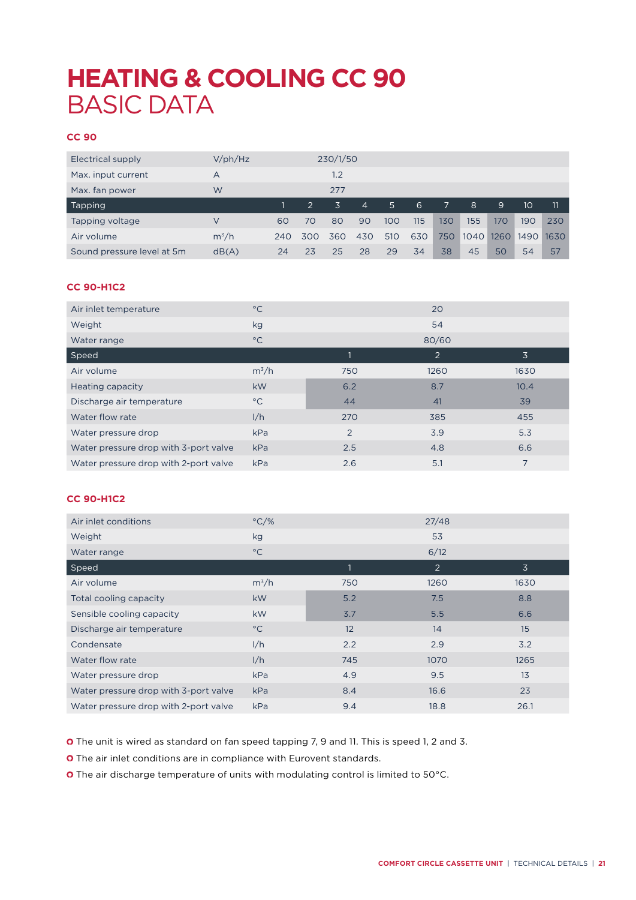# HEATING & COOLING CC 90
## BASIC DATA

### CC 90

| | | | | | | | | | | | | |
|---|---|---|---|---|---|---|---|---|---|---|---|---|
| Electrical supply | V/ph/Hz | 230/1/50 | | | | | | | | | | |
| Max. input current | A | 1.2 | | | | | | | | | | |
| Max. fan power | W | 277 | | | | | | | | | | |
| **Tapping** | | **1** | **2** | **3** | **4** | **5** | **6** | **7** | **8** | **9** | **10** | **11** |
| Tapping voltage | V | 60 | 70 | 80 | 90 | 100 | 115 | 130 | 155 | 170 | 190 | 230 |
| Air volume | m³/h | 240 | 300 | 360 | 430 | 510 | 630 | 750 | 1040 | 1260 | 1490 | 1630 |
| Sound pressure level at 5m | dB(A) | 24 | 23 | 25 | 28 | 29 | 34 | 38 | 45 | 50 | 54 | 57 |

### CC 90-H1C2

| | | | | |
|---|---|---|---|---|
| Air inlet temperature | °C | 20 | | |
| Weight | kg | 54 | | |
| Water range | °C | 80/60 | | |
| **Speed** | | **1** | **2** | **3** |
| Air volume | m³/h | 750 | 1260 | 1630 |
| Heating capacity | kW | 6.2 | 8.7 | 10.4 |
| Discharge air temperature | °C | 44 | 41 | 39 |
| Water flow rate | l/h | 270 | 385 | 455 |
| Water pressure drop | kPa | 2 | 3.9 | 5.3 |
| Water pressure drop with 3-port valve | kPa | 2.5 | 4.8 | 6.6 |
| Water pressure drop with 2-port valve | kPa | 2.6 | 5.1 | 7 |

### CC 90-H1C2

| | | | | |
|---|---|---|---|---|
| Air inlet conditions | °C/% | 27/48 | | |
| Weight | kg | 53 | | |
| Water range | °C | 6/12 | | |
| **Speed** | | **1** | **2** | **3** |
| Air volume | m³/h | 750 | 1260 | 1630 |
| Total cooling capacity | kW | 5.2 | 7.5 | 8.8 |
| Sensible cooling capacity | kW | 3.7 | 5.5 | 6.6 |
| Discharge air temperature | °C | 12 | 14 | 15 |
| Condensate | l/h | 2.2 | 2.9 | 3.2 |
| Water flow rate | l/h | 745 | 1070 | 1265 |
| Water pressure drop | kPa | 4.9 | 9.5 | 13 |
| Water pressure drop with 3-port valve | kPa | 8.4 | 16.6 | 23 |
| Water pressure drop with 2-port valve | kPa | 9.4 | 18.8 | 26.1 |

- The unit is wired as standard on fan speed tapping 7, 9 and 11. This is speed 1, 2 and 3.
- The air inlet conditions are in compliance with Eurovent standards.
- The air discharge temperature of units with modulating control is limited to 50°C.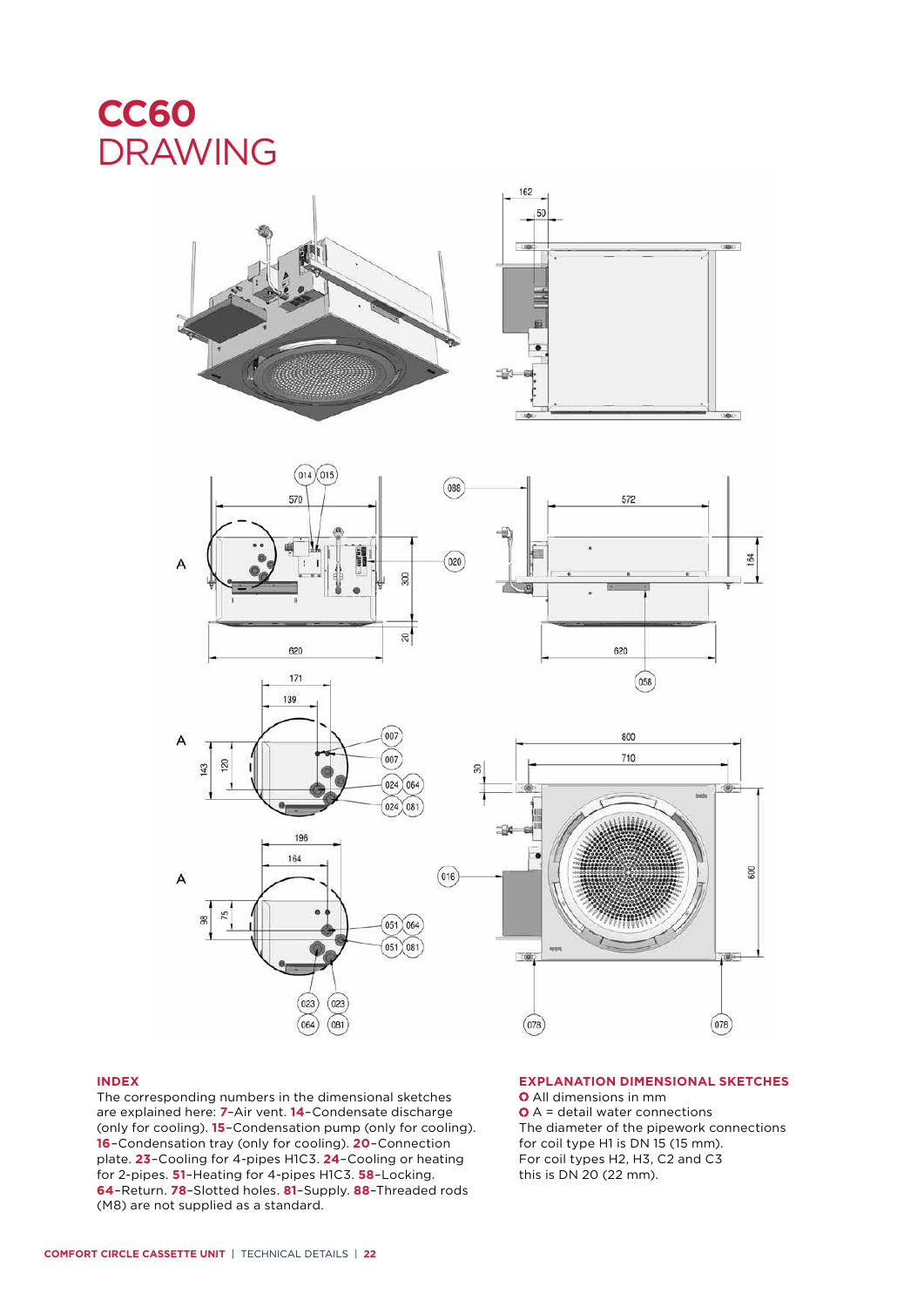# CC60
# DRAWING

### INDEX

The corresponding numbers in the dimensional sketches are explained here: **7**–Air vent. **14**–Condensate discharge (only for cooling). **15**–Condensation pump (only for cooling). **16**–Condensation tray (only for cooling). **20**–Connection plate. **23**–Cooling for 4-pipes H1C3. **24**–Cooling or heating for 2-pipes. **51**–Heating for 4-pipes H1C3. **58**–Locking. **64**–Return. **78**–Slotted holes. **81**–Supply. **88**–Threaded rods (M8) are not supplied as a standard.

### EXPLANATION DIMENSIONAL SKETCHES

- All dimensions in mm
- A = detail water connections

The diameter of the pipework connections for coil type H1 is DN 15 (15 mm). For coil types H2, H3, C2 and C3 this is DN 20 (22 mm).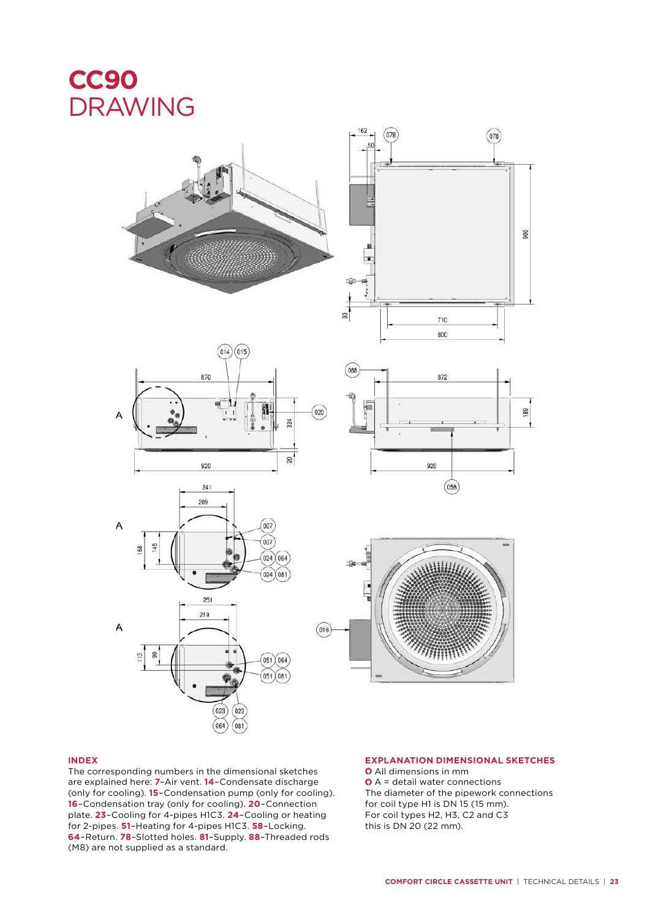# CC90 DRAWING

## INDEX

The corresponding numbers in the dimensional sketches are explained here: **7**–Air vent. **14**–Condensate discharge (only for cooling). **15**–Condensation pump (only for cooling). **16**–Condensation tray (only for cooling). **20**–Connection plate. **23**–Cooling for 4-pipes H1C3. **24**–Cooling or heating for 2-pipes. **51**–Heating for 4-pipes H1C3. **58**–Locking. **64**–Return. **78**–Slotted holes. **81**–Supply. **88**–Threaded rods (M8) are not supplied as a standard.

## EXPLANATION DIMENSIONAL SKETCHES

- All dimensions in mm
- A = detail water connections

The diameter of the pipework connections for coil type H1 is DN 15 (15 mm). For coil types H2, H3, C2 and C3 this is DN 20 (22 mm).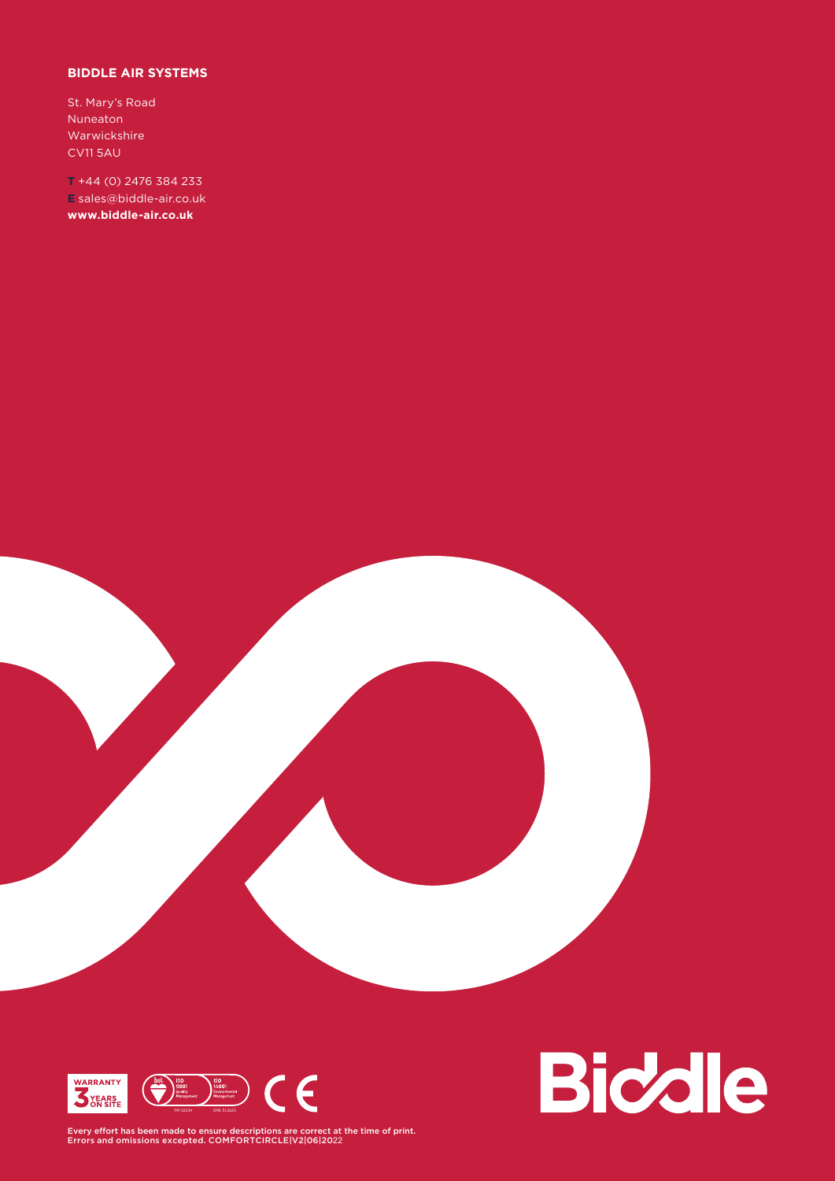**BIDDLE AIR SYSTEMS**

St. Mary's Road
Nuneaton
Warwickshire
CV11 5AU

**T** +44 (0) 2476 384 233
**E** sales@biddle-air.co.uk
**www.biddle-air.co.uk**

WARRANTY 3 YEARS ON SITE

ISO 9001 Quality Management FM 02234

ISO 14001 Environmental Management EMS 512625

CE

Biddle

Every effort has been made to ensure descriptions are correct at the time of print.
Errors and omissions excepted. COMFORTCIRCLE|V2|06|2022